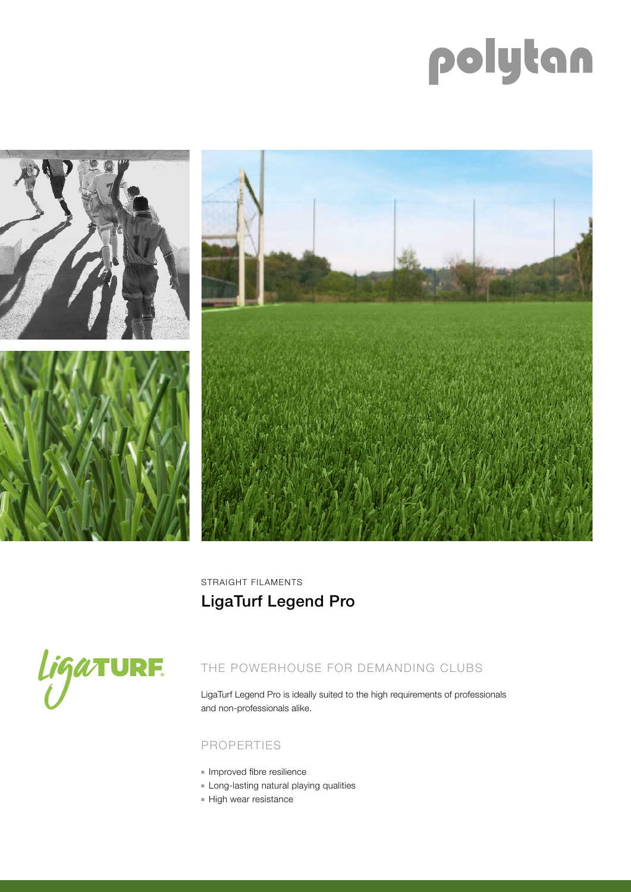polytan

STRAIGHT FILAMENTS

# LigaTurf Legend Pro

LigaTURF

## THE POWERHOUSE FOR DEMANDING CLUBS

LigaTurf Legend Pro is ideally suited to the high requirements of professionals and non-professionals alike.

## PROPERTIES

- Improved fibre resilience
- Long-lasting natural playing qualities
- High wear resistance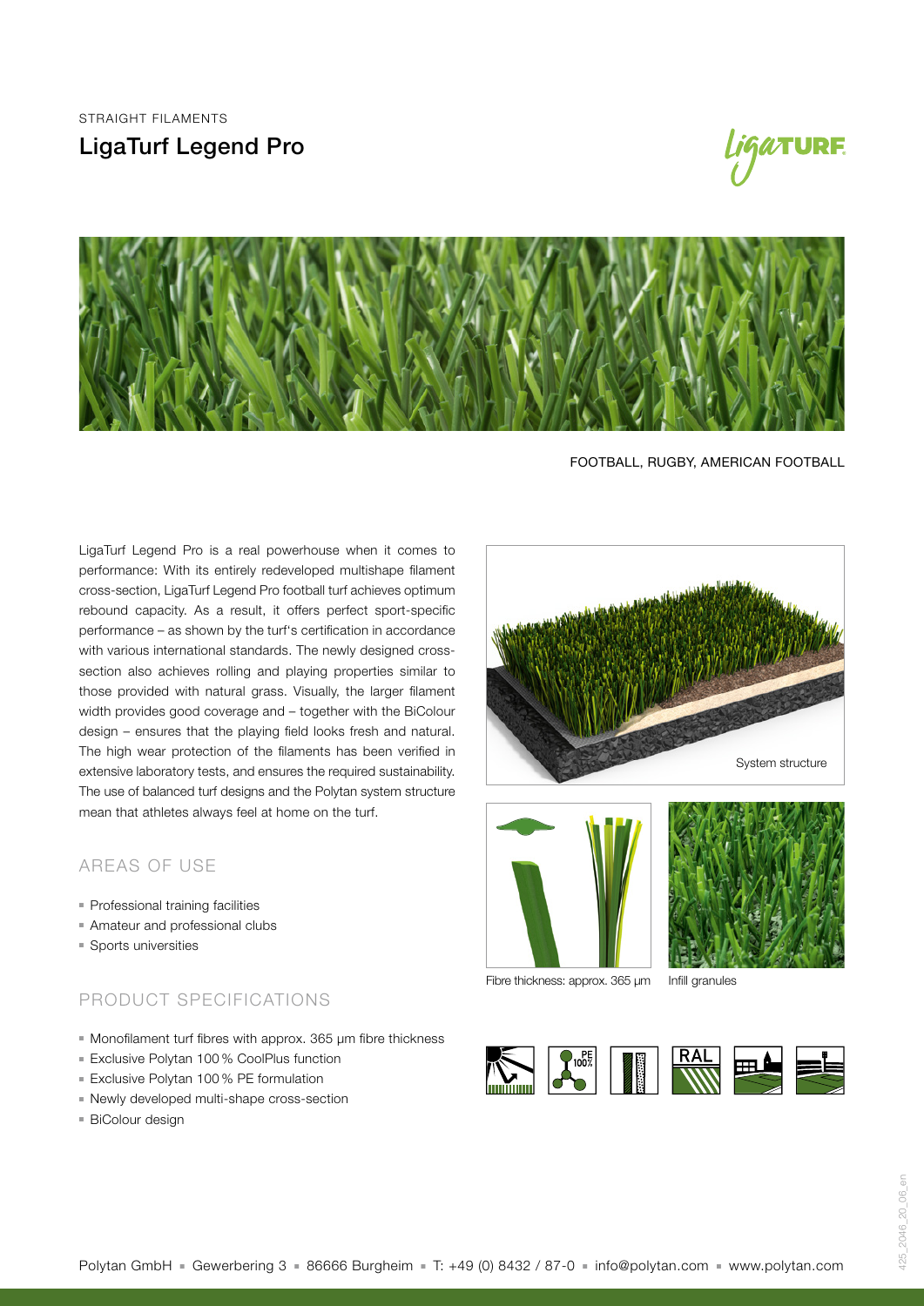STRAIGHT FILAMENTS

# LigaTurf Legend Pro

FOOTBALL, RUGBY, AMERICAN FOOTBALL

LigaTurf Legend Pro is a real powerhouse when it comes to performance: With its entirely redeveloped multishape filament cross-section, LigaTurf Legend Pro football turf achieves optimum rebound capacity. As a result, it offers perfect sport-specific performance – as shown by the turf's certification in accordance with various international standards. The newly designed cross-section also achieves rolling and playing properties similar to those provided with natural grass. Visually, the larger filament width provides good coverage and – together with the BiColour design – ensures that the playing field looks fresh and natural. The high wear protection of the filaments has been verified in extensive laboratory tests, and ensures the required sustainability. The use of balanced turf designs and the Polytan system structure mean that athletes always feel at home on the turf.

System structure

Fibre thickness: approx. 365 µm

Infill granules

## AREAS OF USE

- Professional training facilities
- Amateur and professional clubs
- Sports universities

## PRODUCT SPECIFICATIONS

- Monofilament turf fibres with approx. 365 µm fibre thickness
- Exclusive Polytan 100 % CoolPlus function
- Exclusive Polytan 100 % PE formulation
- Newly developed multi-shape cross-section
- BiColour design

Polytan GmbH ▪ Gewerbering 3 ▪ 86666 Burgheim ▪ T: +49 (0) 8432 / 87-0 ▪ info@polytan.com ▪ www.polytan.com